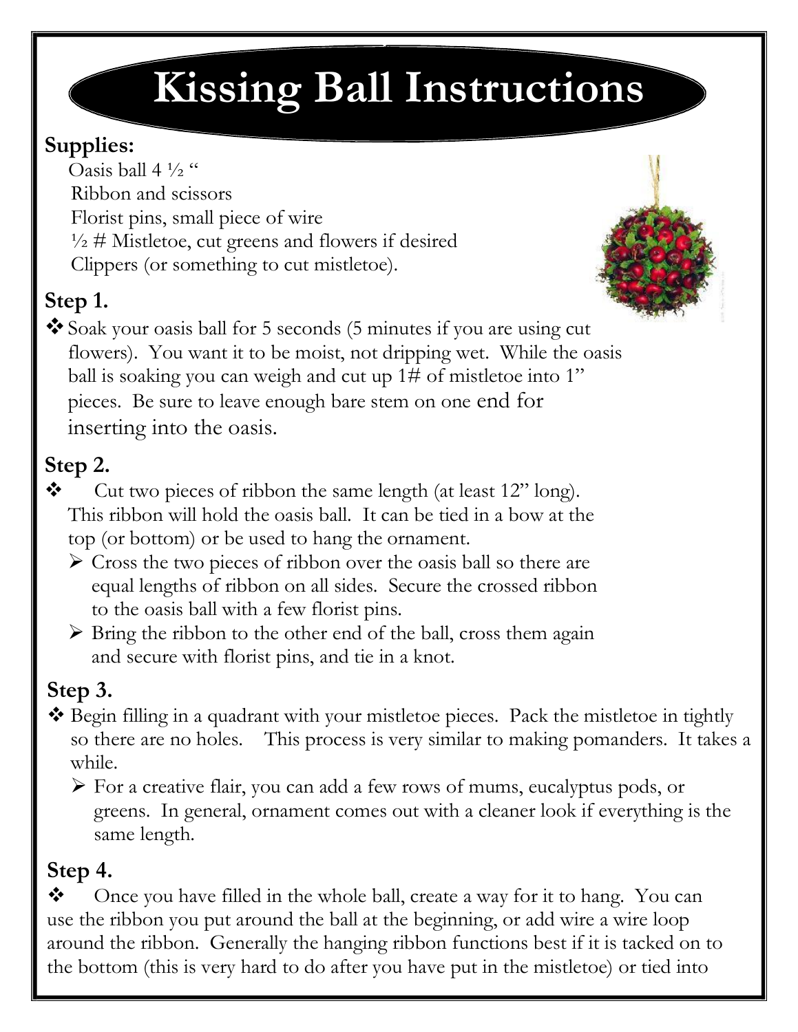# Kissing Ball Instructions

## Supplies:

Oasis ball 4 ½ "
Ribbon and scissors
Florist pins, small piece of wire
½ # Mistletoe, cut greens and flowers if desired
Clippers (or something to cut mistletoe).

## Step 1.

- Soak your oasis ball for 5 seconds (5 minutes if you are using cut flowers). You want it to be moist, not dripping wet. While the oasis ball is soaking you can weigh and cut up 1# of mistletoe into 1" pieces. Be sure to leave enough bare stem on one end for inserting into the oasis.

## Step 2.

- Cut two pieces of ribbon the same length (at least 12" long). This ribbon will hold the oasis ball. It can be tied in a bow at the top (or bottom) or be used to hang the ornament.
  - Cross the two pieces of ribbon over the oasis ball so there are equal lengths of ribbon on all sides. Secure the crossed ribbon to the oasis ball with a few florist pins.
  - Bring the ribbon to the other end of the ball, cross them again and secure with florist pins, and tie in a knot.

## Step 3.

- Begin filling in a quadrant with your mistletoe pieces. Pack the mistletoe in tightly so there are no holes. This process is very similar to making pomanders. It takes a while.
  - For a creative flair, you can add a few rows of mums, eucalyptus pods, or greens. In general, ornament comes out with a cleaner look if everything is the same length.

## Step 4.

- Once you have filled in the whole ball, create a way for it to hang. You can use the ribbon you put around the ball at the beginning, or add wire a wire loop around the ribbon. Generally the hanging ribbon functions best if it is tacked on to the bottom (this is very hard to do after you have put in the mistletoe) or tied into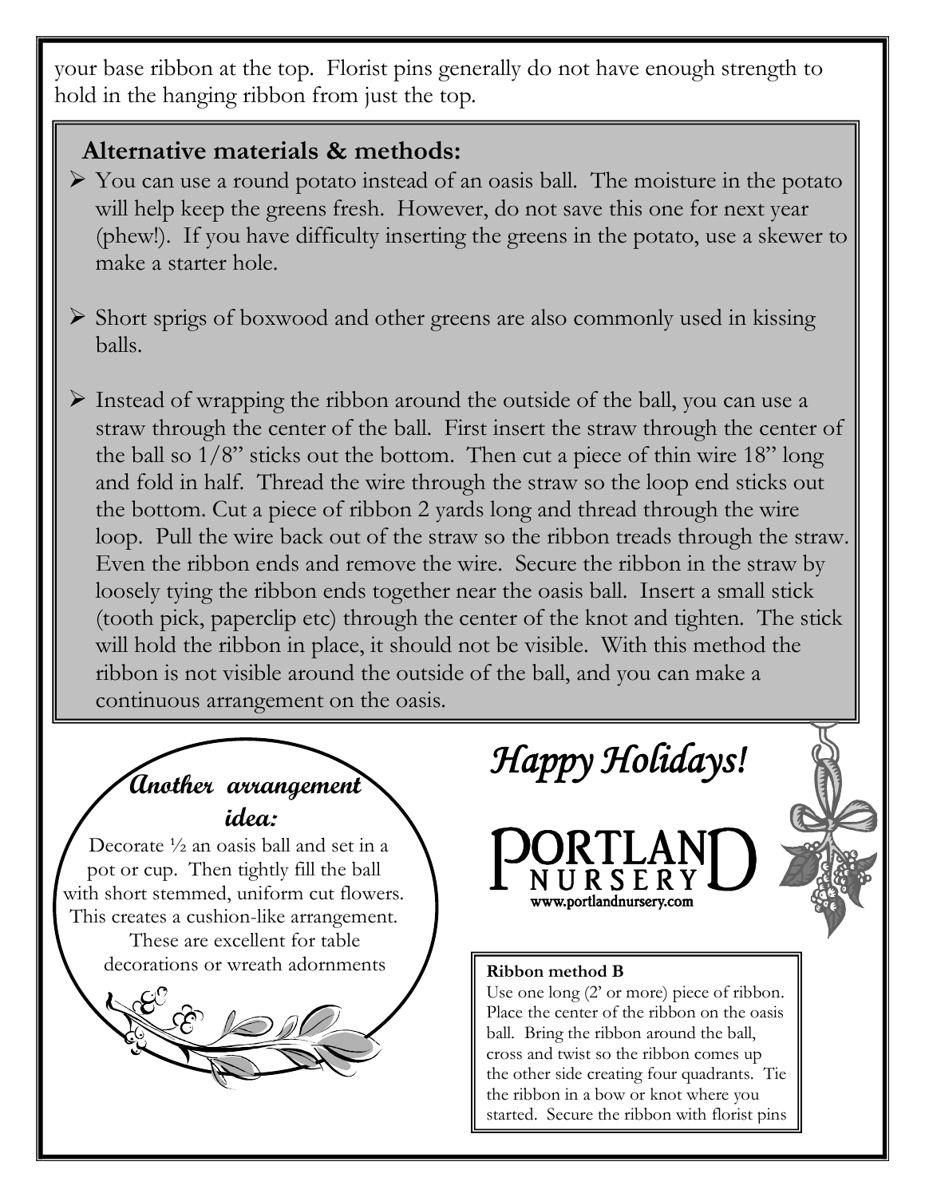your base ribbon at the top. Florist pins generally do not have enough strength to hold in the hanging ribbon from just the top.

## Alternative materials & methods:

- You can use a round potato instead of an oasis ball. The moisture in the potato will help keep the greens fresh. However, do not save this one for next year (phew!). If you have difficulty inserting the greens in the potato, use a skewer to make a starter hole.
- Short sprigs of boxwood and other greens are also commonly used in kissing balls.
- Instead of wrapping the ribbon around the outside of the ball, you can use a straw through the center of the ball. First insert the straw through the center of the ball so 1/8" sticks out the bottom. Then cut a piece of thin wire 18" long and fold in half. Thread the wire through the straw so the loop end sticks out the bottom. Cut a piece of ribbon 2 yards long and thread through the wire loop. Pull the wire back out of the straw so the ribbon treads through the straw. Even the ribbon ends and remove the wire. Secure the ribbon in the straw by loosely tying the ribbon ends together near the oasis ball. Insert a small stick (tooth pick, paperclip etc) through the center of the knot and tighten. The stick will hold the ribbon in place, it should not be visible. With this method the ribbon is not visible around the outside of the ball, and you can make a continuous arrangement on the oasis.

## Another arrangement idea:

Decorate ½ an oasis ball and set in a pot or cup. Then tightly fill the ball with short stemmed, uniform cut flowers. This creates a cushion-like arrangement. These are excellent for table decorations or wreath adornments

*Happy Holidays!*

PORTLAND NURSERY
www.portlandnursery.com

**Ribbon method B**

Use one long (2' or more) piece of ribbon. Place the center of the ribbon on the oasis ball. Bring the ribbon around the ball, cross and twist so the ribbon comes up the other side creating four quadrants. Tie the ribbon in a bow or knot where you started. Secure the ribbon with florist pins